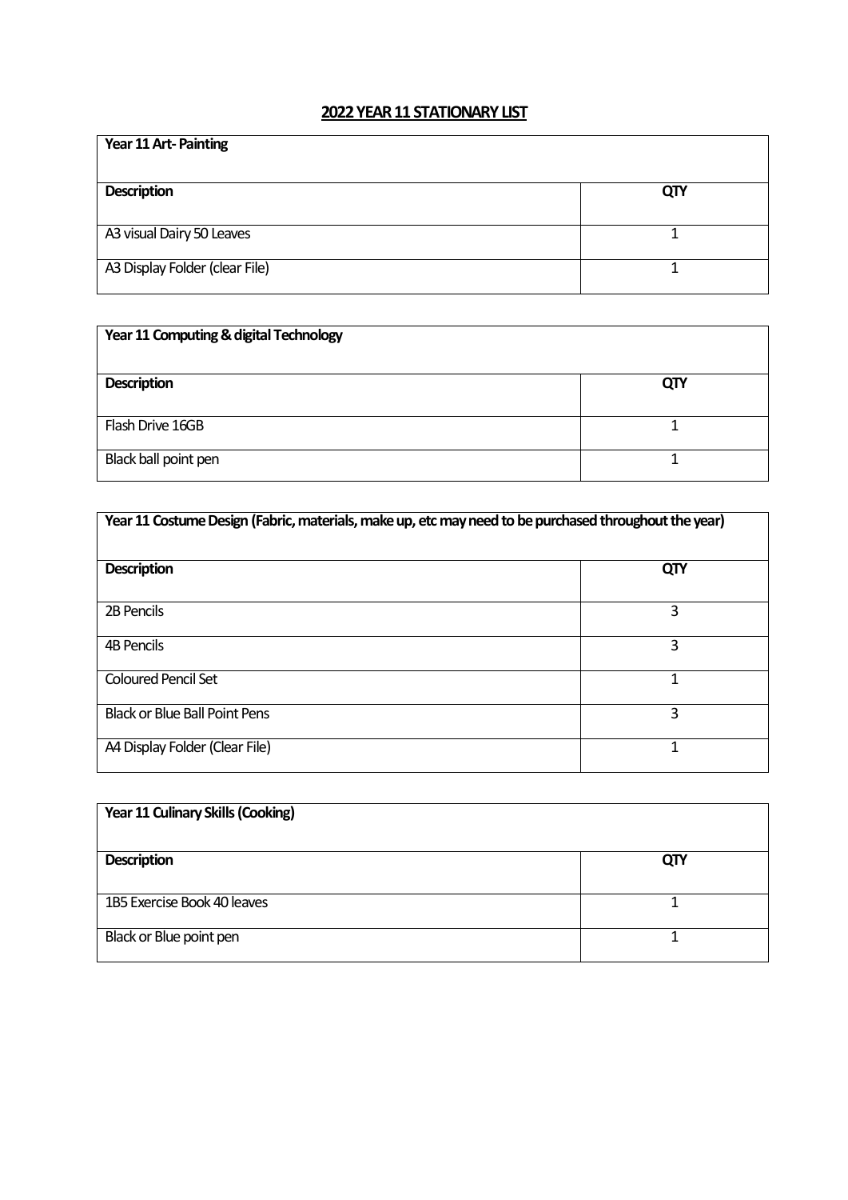# 2022 YEAR 11 STATIONARY LIST

| Year 11 Art- Painting | |
|---|---|
| **Description** | **QTY** |
| A3 visual Dairy 50 Leaves | 1 |
| A3 Display Folder (clear File) | 1 |

| Year 11 Computing & digital Technology | |
|---|---|
| **Description** | **QTY** |
| Flash Drive 16GB | 1 |
| Black ball point pen | 1 |

| Year 11 Costume Design (Fabric, materials, make up, etc may need to be purchased throughout the year) | |
|---|---|
| **Description** | **QTY** |
| 2B Pencils | 3 |
| 4B Pencils | 3 |
| Coloured Pencil Set | 1 |
| Black or Blue Ball Point Pens | 3 |
| A4 Display Folder (Clear File) | 1 |

| Year 11 Culinary Skills (Cooking) | |
|---|---|
| **Description** | **QTY** |
| 1B5 Exercise Book 40 leaves | 1 |
| Black or Blue point pen | 1 |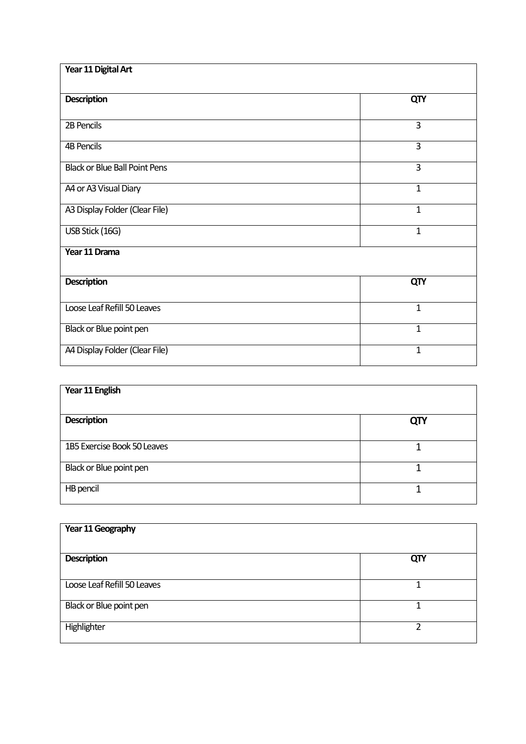| Year 11 Digital Art | |
|---|---|
| **Description** | **QTY** |
| 2B Pencils | 3 |
| 4B Pencils | 3 |
| Black or Blue Ball Point Pens | 3 |
| A4 or A3 Visual Diary | 1 |
| A3 Display Folder (Clear File) | 1 |
| USB Stick (16G) | 1 |

| Year 11 Drama | |
|---|---|
| **Description** | **QTY** |
| Loose Leaf Refill 50 Leaves | 1 |
| Black or Blue point pen | 1 |
| A4 Display Folder (Clear File) | 1 |

| Year 11 English | |
|---|---|
| **Description** | **QTY** |
| 1B5 Exercise Book 50 Leaves | 1 |
| Black or Blue point pen | 1 |
| HB pencil | 1 |

| Year 11 Geography | |
|---|---|
| **Description** | **QTY** |
| Loose Leaf Refill 50 Leaves | 1 |
| Black or Blue point pen | 1 |
| Highlighter | 2 |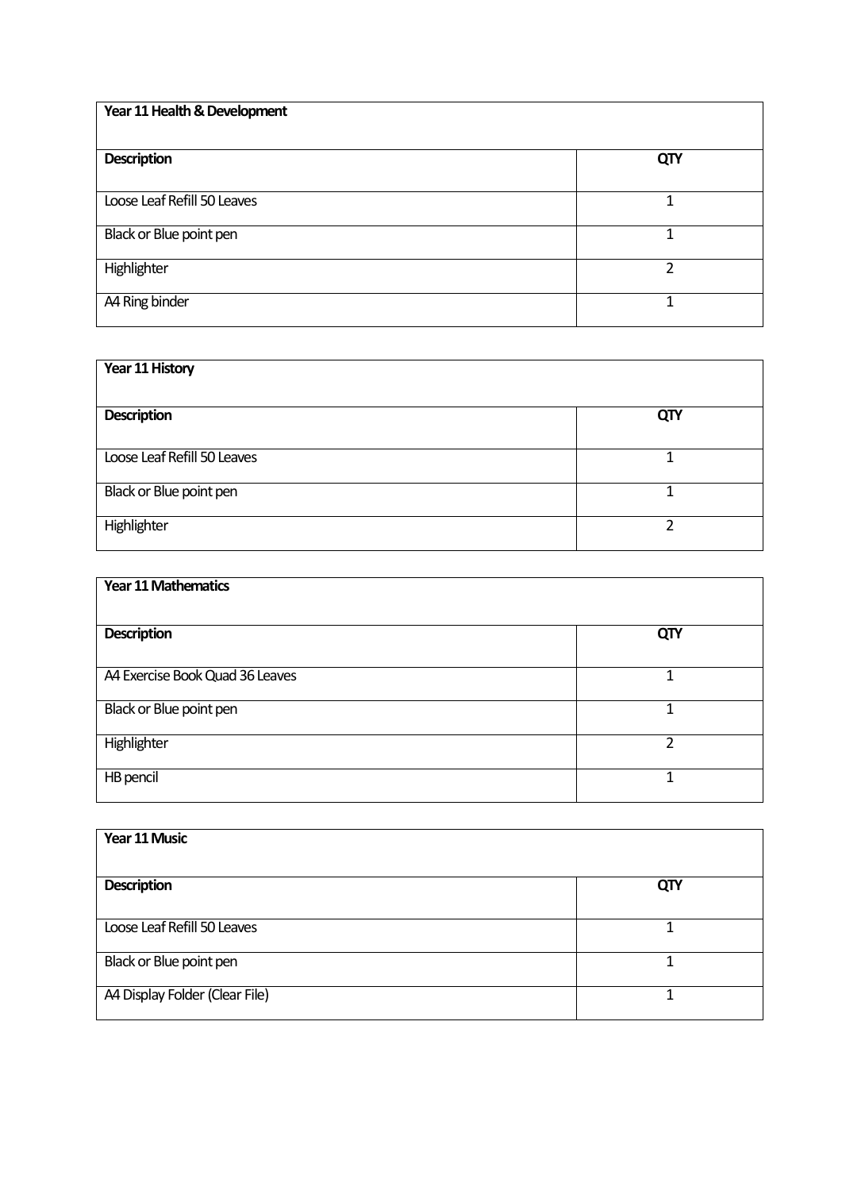| Year 11 Health & Development | |
|---|---|
| **Description** | **QTY** |
| Loose Leaf Refill 50 Leaves | 1 |
| Black or Blue point pen | 1 |
| Highlighter | 2 |
| A4 Ring binder | 1 |

| Year 11 History | |
|---|---|
| **Description** | **QTY** |
| Loose Leaf Refill 50 Leaves | 1 |
| Black or Blue point pen | 1 |
| Highlighter | 2 |

| Year 11 Mathematics | |
|---|---|
| **Description** | **QTY** |
| A4 Exercise Book Quad 36 Leaves | 1 |
| Black or Blue point pen | 1 |
| Highlighter | 2 |
| HB pencil | 1 |

| Year 11 Music | |
|---|---|
| **Description** | **QTY** |
| Loose Leaf Refill 50 Leaves | 1 |
| Black or Blue point pen | 1 |
| A4 Display Folder (Clear File) | 1 |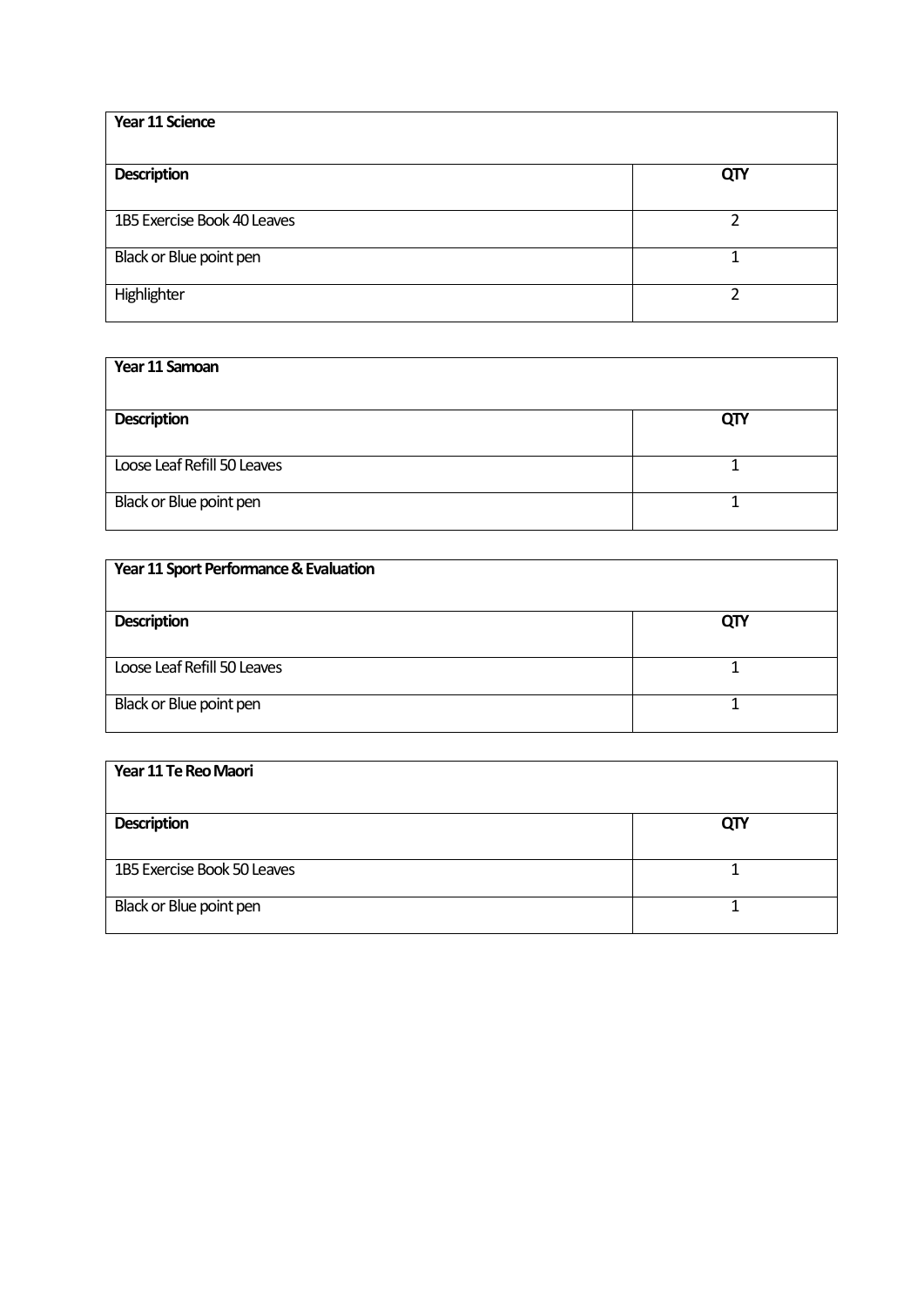| Year 11 Science | |
|---|---|
| **Description** | **QTY** |
| 1B5 Exercise Book 40 Leaves | 2 |
| Black or Blue point pen | 1 |
| Highlighter | 2 |

| Year 11 Samoan | |
|---|---|
| **Description** | **QTY** |
| Loose Leaf Refill 50 Leaves | 1 |
| Black or Blue point pen | 1 |

| Year 11 Sport Performance & Evaluation | |
|---|---|
| **Description** | **QTY** |
| Loose Leaf Refill 50 Leaves | 1 |
| Black or Blue point pen | 1 |

| Year 11 Te Reo Maori | |
|---|---|
| **Description** | **QTY** |
| 1B5 Exercise Book 50 Leaves | 1 |
| Black or Blue point pen | 1 |